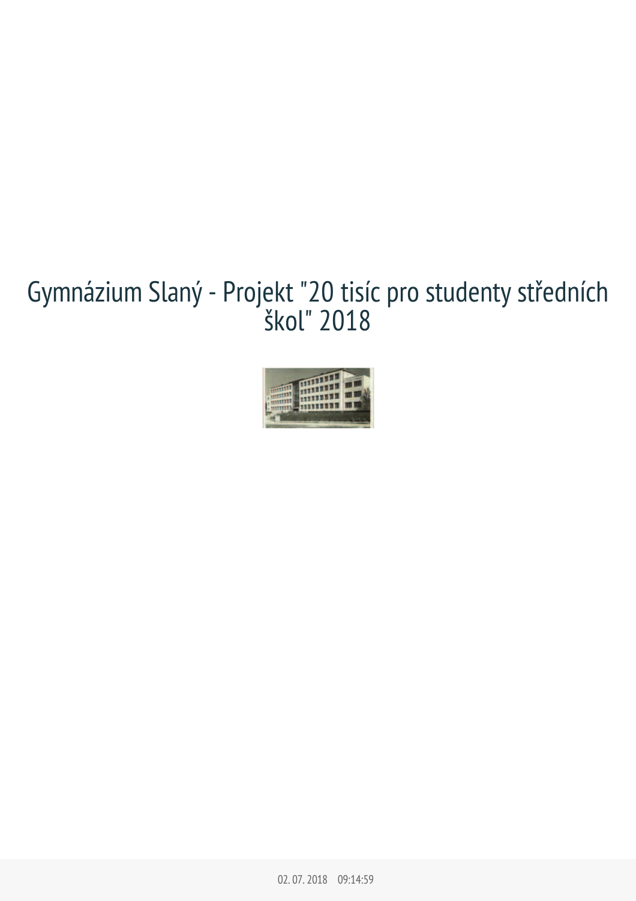# Gymnázium Slaný - Projekt "20 tisíc pro studenty středních škol" 2018

02. 07. 2018 09:14:59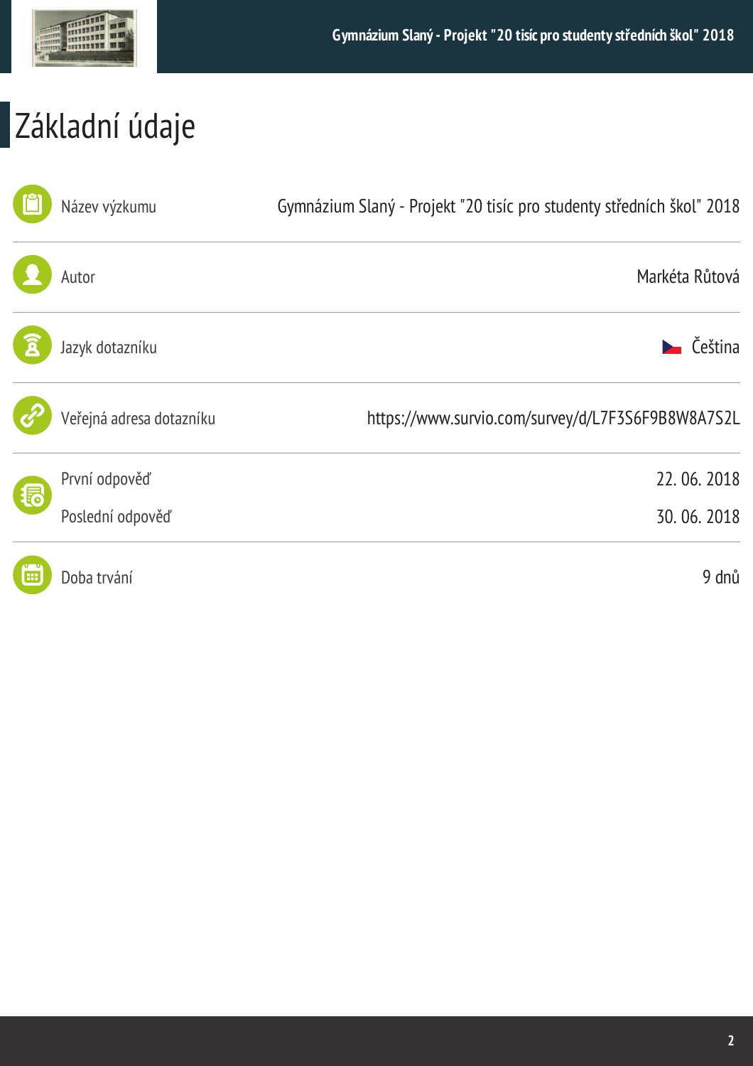# Základní údaje

| | |
|---|---|
| Název výzkumu | Gymnázium Slaný - Projekt "20 tisíc pro studenty středních škol" 2018 |
| Autor | Markéta Růtová |
| Jazyk dotazníku | Čeština |
| Veřejná adresa dotazníku | https://www.survio.com/survey/d/L7F3S6F9B8W8A7S2L |
| První odpověď | 22. 06. 2018 |
| Poslední odpověď | 30. 06. 2018 |
| Doba trvání | 9 dnů |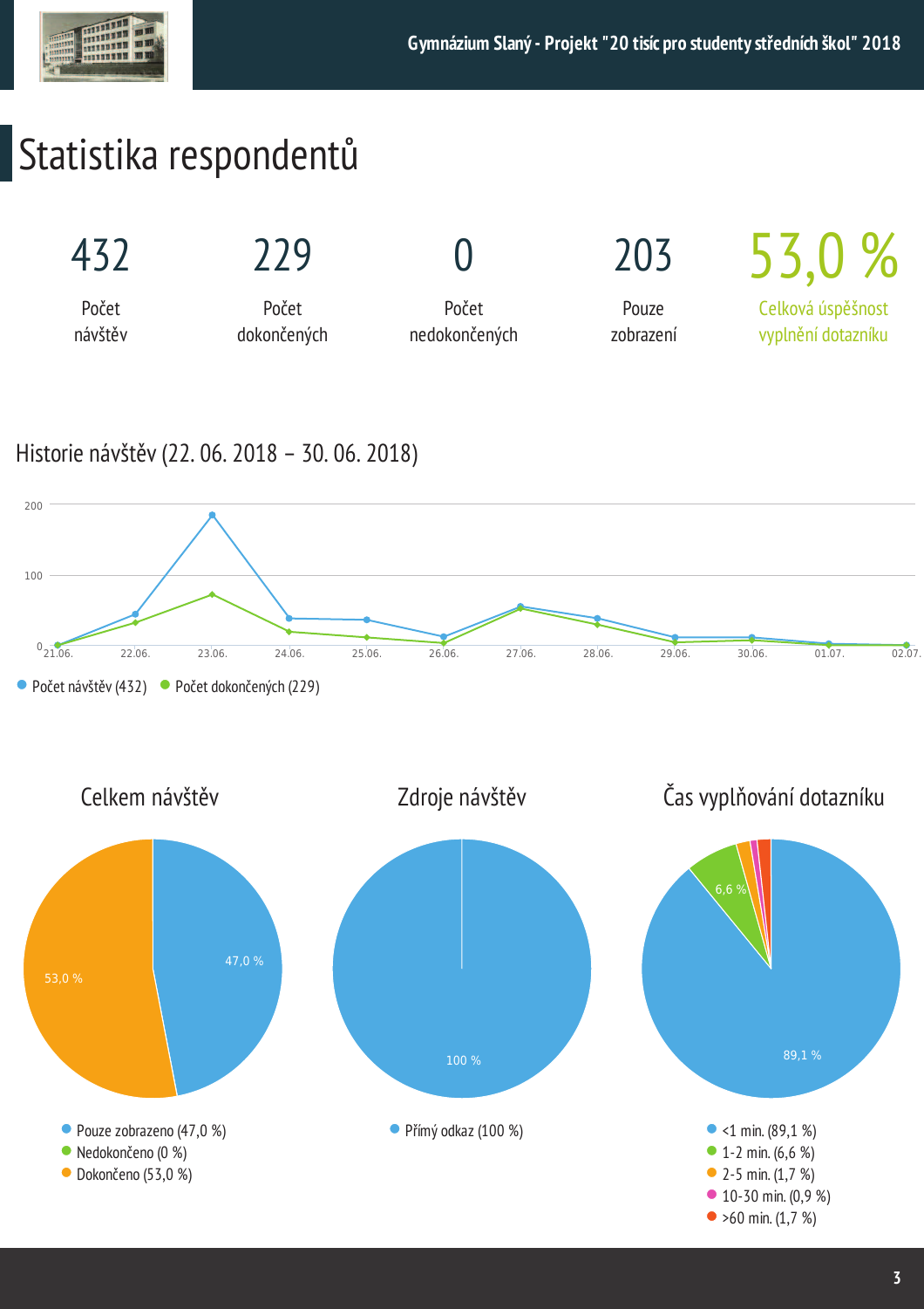# Statistika respondentů

| 432 | 229 | 0 | 203 | 53,0 % |
|---|---|---|---|---|
| Počet návštěv | Počet dokončených | Počet nedokončených | Pouze zobrazení | Celková úspěšnost vyplnění dotazníku |

## Historie návštěv (22. 06. 2018 – 30. 06. 2018)

200

100

0

21.06. 22.06. 23.06. 24.06. 25.06. 26.06. 27.06. 28.06. 29.06. 30.06. 01.07. 02.07.

- Počet návštěv (432)
- Počet dokončených (229)

## Celkem návštěv

47,0 %

53,0 %

- Pouze zobrazeno (47,0 %)
- Nedokončeno (0 %)
- Dokončeno (53,0 %)

## Zdroje návštěv

100 %

- Přímý odkaz (100 %)

## Čas vyplňování dotazníku

6,6 %

89,1 %

- <1 min. (89,1 %)
- 1-2 min. (6,6 %)
- 2-5 min. (1,7 %)
- 10-30 min. (0,9 %)
- >60 min. (1,7 %)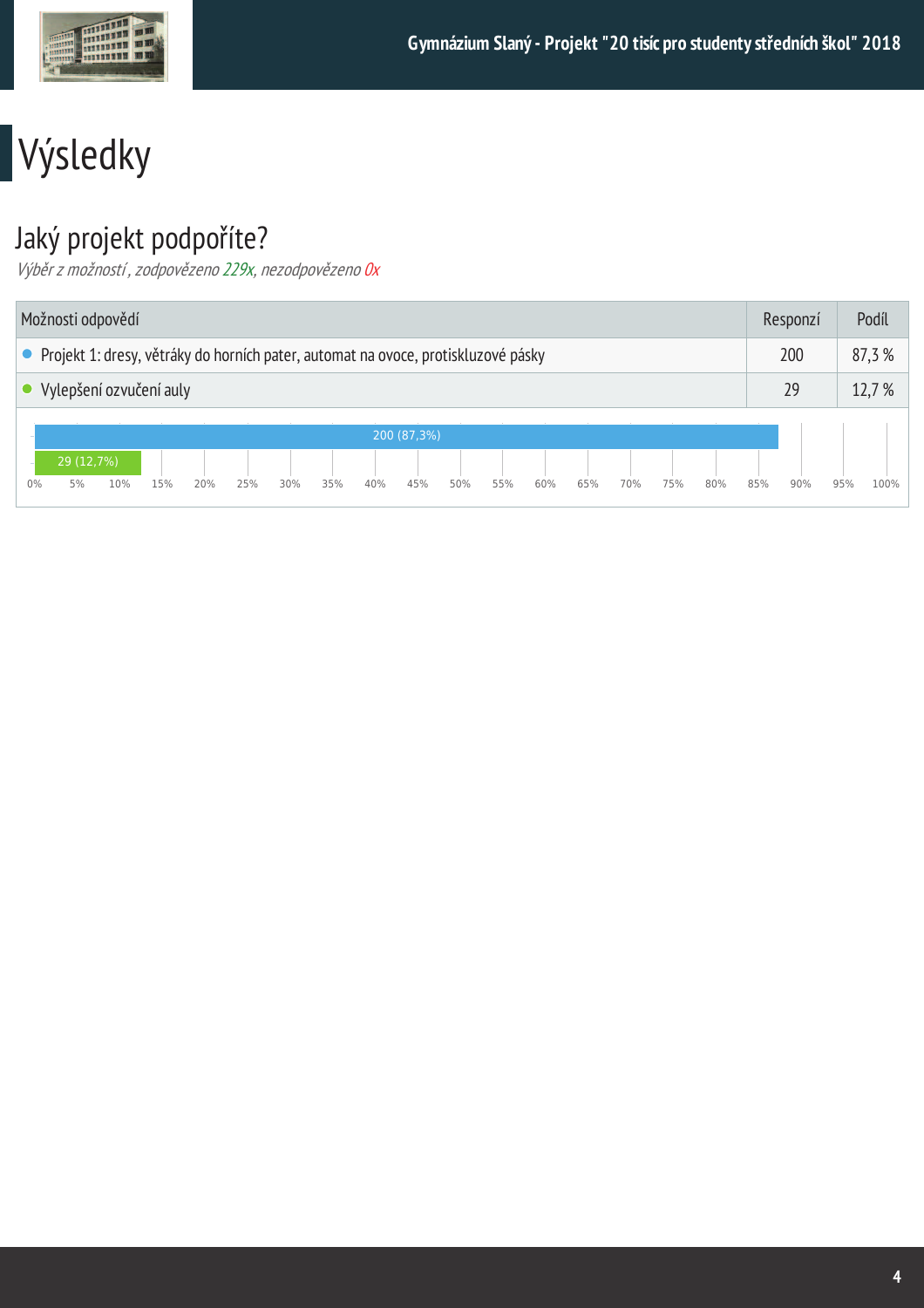# Výsledky

## Jaký projekt podpoříte?

*Výběr z možností, zodpovězeno 229x, nezodpovězeno 0x*

| Možnosti odpovědí | Responzí | Podíl |
|---|---|---|
| Projekt 1: dresy, větráky do horních pater, automat na ovoce, protiskluzové pásky | 200 | 87,3 % |
| Vylepšení ozvučení auly | 29 | 12,7 % |

200 (87,3%)

29 (12,7%)

0% 5% 10% 15% 20% 25% 30% 35% 40% 45% 50% 55% 60% 65% 70% 75% 80% 85% 90% 95% 100%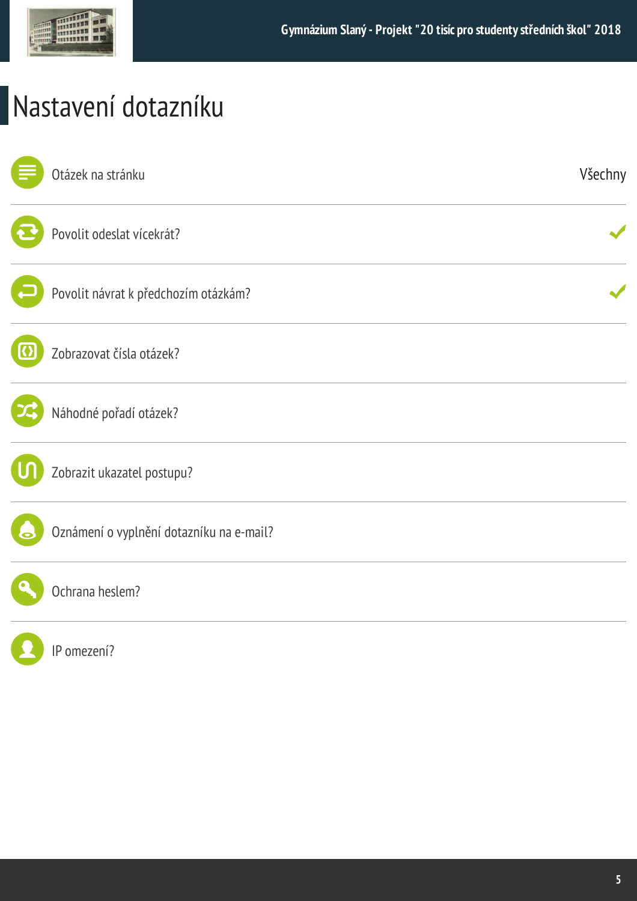# Nastavení dotazníku

| | |
|---|---|
| Otázek na stránku | Všechny |
| Povolit odeslat vícekrát? | ✓ |
| Povolit návrat k předchozím otázkám? | ✓ |
| Zobrazovat čísla otázek? | |
| Náhodné pořadí otázek? | |
| Zobrazit ukazatel postupu? | |
| Oznámení o vyplnění dotazníku na e-mail? | |
| Ochrana heslem? | |
| IP omezení? | |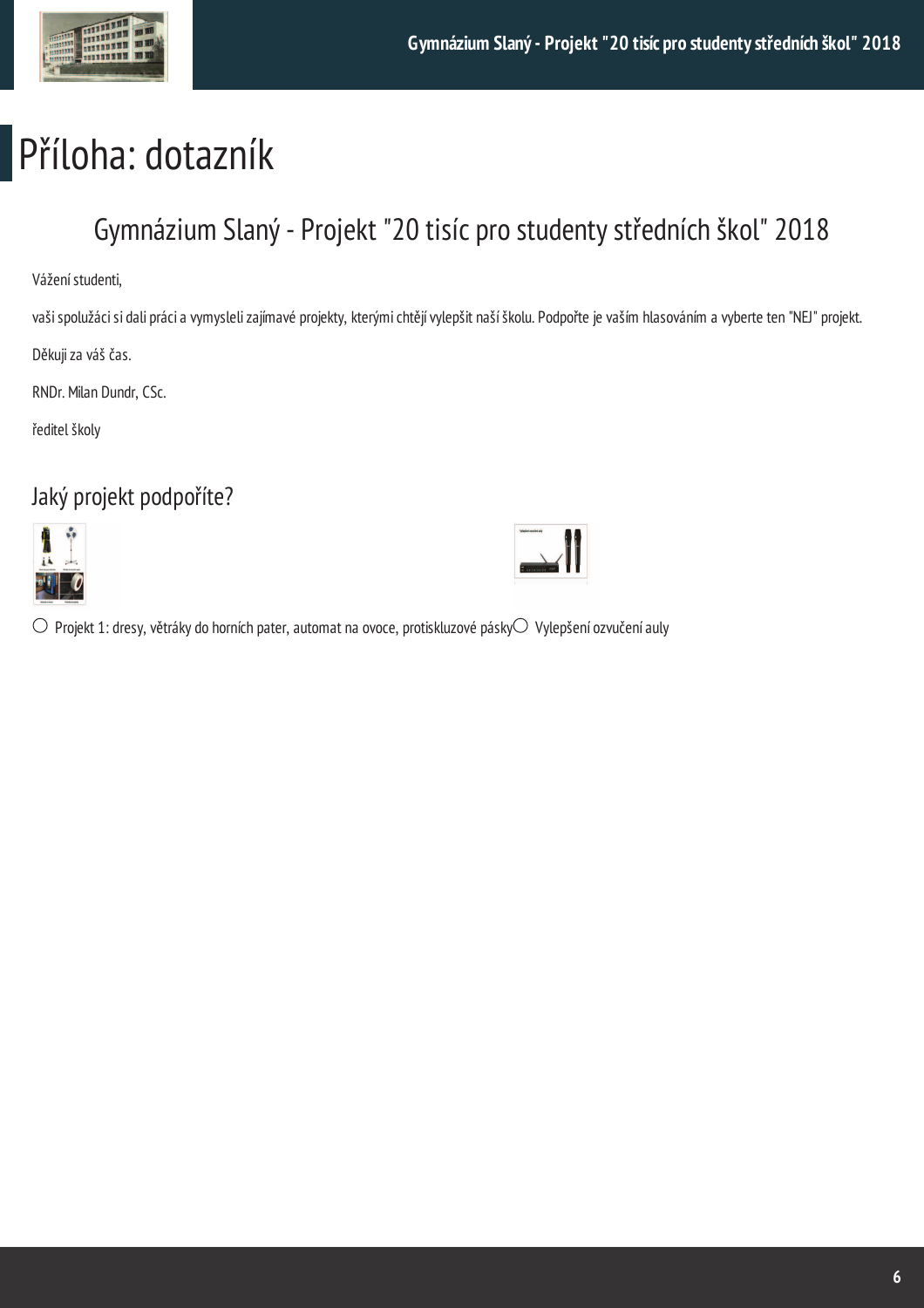# Příloha: dotazník

## Gymnázium Slaný - Projekt "20 tisíc pro studenty středních škol" 2018

Vážení studenti,

vaši spolužáci si dali práci a vymysleli zajímavé projekty, kterými chtějí vylepšit naší školu. Podpořte je vaším hlasováním a vyberte ten "NEJ" projekt.

Děkuji za váš čas.

RNDr. Milan Dundr, CSc.

ředitel školy

### Jaký projekt podpoříte?

- ○ Projekt 1: dresy, větráky do horních pater, automat na ovoce, protiskluzové pásky
- ○ Vylepšení ozvučení auly